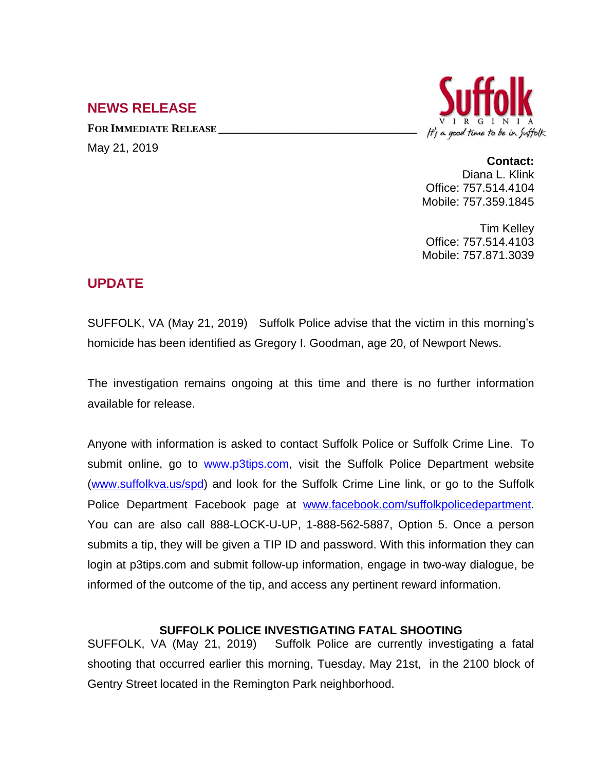## NEWS RELEASE

**FOR IMMEDIATE RELEASE**

May 21, 2019

Suffolk
VIRGINIA
It's a good time to be in Suffolk

**Contact:**
Diana L. Klink
Office: 757.514.4104
Mobile: 757.359.1845

Tim Kelley
Office: 757.514.4103
Mobile: 757.871.3039

## UPDATE

SUFFOLK, VA (May 21, 2019) Suffolk Police advise that the victim in this morning's homicide has been identified as Gregory I. Goodman, age 20, of Newport News.

The investigation remains ongoing at this time and there is no further information available for release.

Anyone with information is asked to contact Suffolk Police or Suffolk Crime Line. To submit online, go to [www.p3tips.com](http://www.p3tips.com), visit the Suffolk Police Department website ([www.suffolkva.us/spd](http://www.suffolkva.us/spd)) and look for the Suffolk Crime Line link, or go to the Suffolk Police Department Facebook page at [www.facebook.com/suffolkpolicedepartment](http://www.facebook.com/suffolkpolicedepartment). You can are also call 888-LOCK-U-UP, 1-888-562-5887, Option 5. Once a person submits a tip, they will be given a TIP ID and password. With this information they can login at p3tips.com and submit follow-up information, engage in two-way dialogue, be informed of the outcome of the tip, and access any pertinent reward information.

**SUFFOLK POLICE INVESTIGATING FATAL SHOOTING**

SUFFOLK, VA (May 21, 2019) Suffolk Police are currently investigating a fatal shooting that occurred earlier this morning, Tuesday, May 21st, in the 2100 block of Gentry Street located in the Remington Park neighborhood.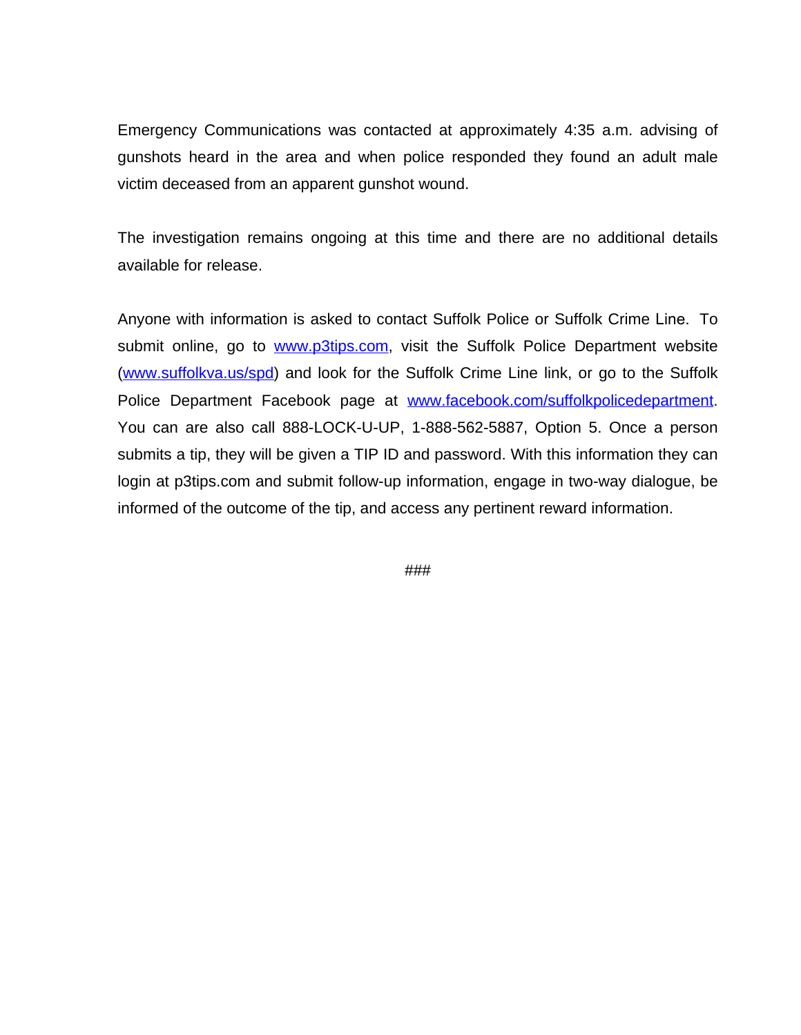Emergency Communications was contacted at approximately 4:35 a.m. advising of gunshots heard in the area and when police responded they found an adult male victim deceased from an apparent gunshot wound.

The investigation remains ongoing at this time and there are no additional details available for release.

Anyone with information is asked to contact Suffolk Police or Suffolk Crime Line. To submit online, go to www.p3tips.com, visit the Suffolk Police Department website (www.suffolkva.us/spd) and look for the Suffolk Crime Line link, or go to the Suffolk Police Department Facebook page at www.facebook.com/suffolkpolicedepartment. You can are also call 888-LOCK-U-UP, 1-888-562-5887, Option 5. Once a person submits a tip, they will be given a TIP ID and password. With this information they can login at p3tips.com and submit follow-up information, engage in two-way dialogue, be informed of the outcome of the tip, and access any pertinent reward information.

###